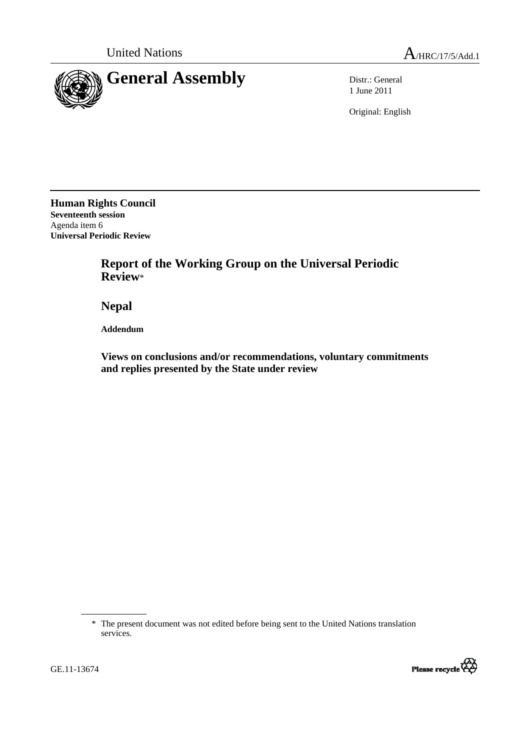United Nations

A/HRC/17/5/Add.1

# General Assembly

Distr.: General
1 June 2011

Original: English

**Human Rights Council**
**Seventeenth session**
Agenda item 6
**Universal Periodic Review**

## Report of the Working Group on the Universal Periodic Review*

## Nepal

**Addendum**

### Views on conclusions and/or recommendations, voluntary commitments and replies presented by the State under review

* The present document was not edited before being sent to the United Nations translation services.

GE.11-13674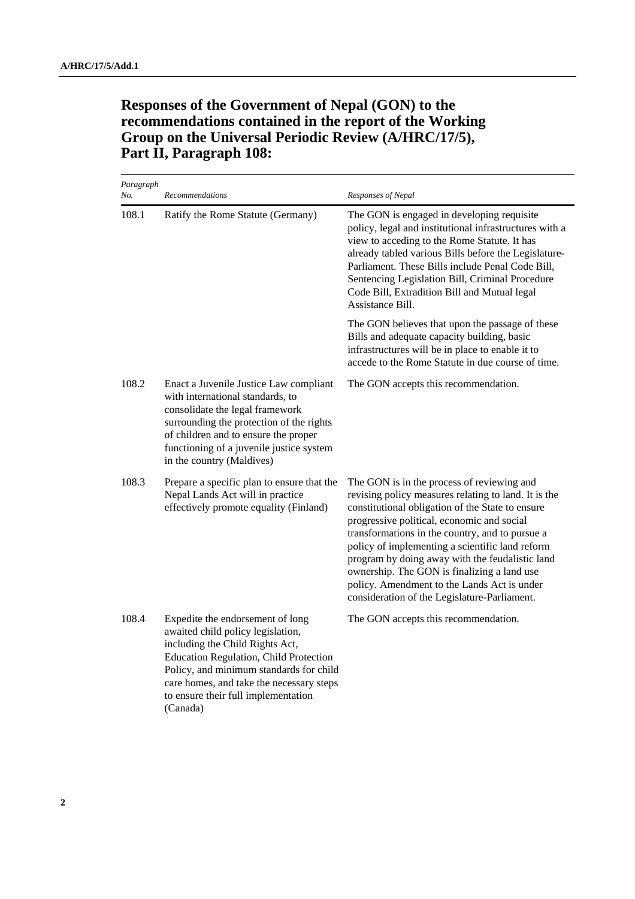## Responses of the Government of Nepal (GON) to the recommendations contained in the report of the Working Group on the Universal Periodic Review (A/HRC/17/5), Part II, Paragraph 108:

| *Paragraph No.* | *Recommendations* | *Responses of Nepal* |
|---|---|---|
| 108.1 | Ratify the Rome Statute (Germany) | The GON is engaged in developing requisite policy, legal and institutional infrastructures with a view to acceding to the Rome Statute. It has already tabled various Bills before the Legislature-Parliament. These Bills include Penal Code Bill, Sentencing Legislation Bill, Criminal Procedure Code Bill, Extradition Bill and Mutual legal Assistance Bill.<br><br>The GON believes that upon the passage of these Bills and adequate capacity building, basic infrastructures will be in place to enable it to accede to the Rome Statute in due course of time. |
| 108.2 | Enact a Juvenile Justice Law compliant with international standards, to consolidate the legal framework surrounding the protection of the rights of children and to ensure the proper functioning of a juvenile justice system in the country (Maldives) | The GON accepts this recommendation. |
| 108.3 | Prepare a specific plan to ensure that the Nepal Lands Act will in practice effectively promote equality (Finland) | The GON is in the process of reviewing and revising policy measures relating to land. It is the constitutional obligation of the State to ensure progressive political, economic and social transformations in the country, and to pursue a policy of implementing a scientific land reform program by doing away with the feudalistic land ownership. The GON is finalizing a land use policy. Amendment to the Lands Act is under consideration of the Legislature-Parliament. |
| 108.4 | Expedite the endorsement of long awaited child policy legislation, including the Child Rights Act, Education Regulation, Child Protection Policy, and minimum standards for child care homes, and take the necessary steps to ensure their full implementation (Canada) | The GON accepts this recommendation. |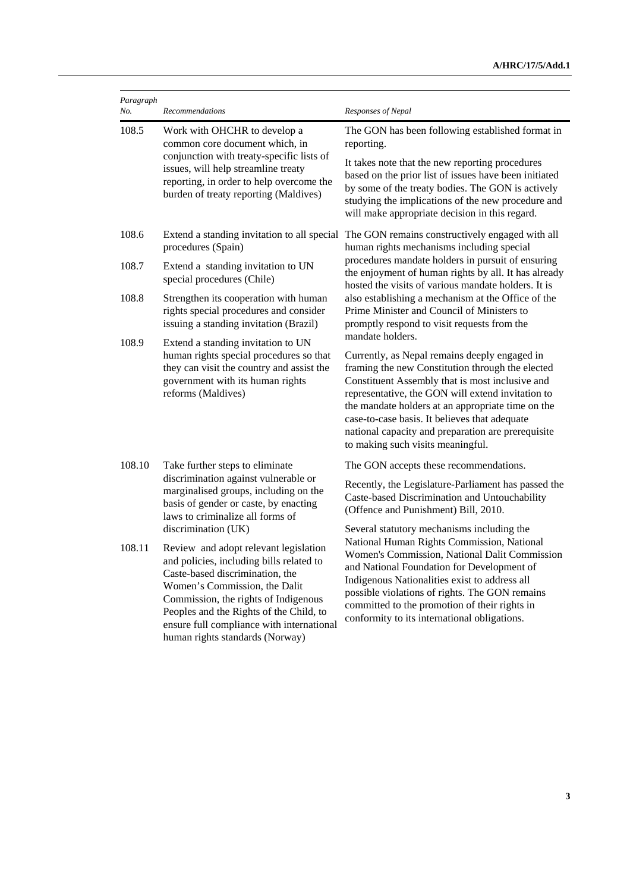| *Paragraph No.* | *Recommendations* | *Responses of Nepal* |
|---|---|---|
| 108.5 | Work with OHCHR to develop a common core document which, in conjunction with treaty-specific lists of issues, will help streamline treaty reporting, in order to help overcome the burden of treaty reporting (Maldives) | The GON has been following established format in reporting.<br><br>It takes note that the new reporting procedures based on the prior list of issues have been initiated by some of the treaty bodies. The GON is actively studying the implications of the new procedure and will make appropriate decision in this regard. |
| 108.6 | Extend a standing invitation to all special procedures (Spain) | The GON remains constructively engaged with all human rights mechanisms including special procedures mandate holders in pursuit of ensuring the enjoyment of human rights by all. It has already hosted the visits of various mandate holders. It is also establishing a mechanism at the Office of the Prime Minister and Council of Ministers to promptly respond to visit requests from the mandate holders.<br><br>Currently, as Nepal remains deeply engaged in framing the new Constitution through the elected Constituent Assembly that is most inclusive and representative, the GON will extend invitation to the mandate holders at an appropriate time on the case-to-case basis. It believes that adequate national capacity and preparation are prerequisite to making such visits meaningful. |
| 108.7 | Extend a standing invitation to UN special procedures (Chile) | |
| 108.8 | Strengthen its cooperation with human rights special procedures and consider issuing a standing invitation (Brazil) | |
| 108.9 | Extend a standing invitation to UN human rights special procedures so that they can visit the country and assist the government with its human rights reforms (Maldives) | |
| 108.10 | Take further steps to eliminate discrimination against vulnerable or marginalised groups, including on the basis of gender or caste, by enacting laws to criminalize all forms of discrimination (UK) | The GON accepts these recommendations.<br><br>Recently, the Legislature-Parliament has passed the Caste-based Discrimination and Untouchability (Offence and Punishment) Bill, 2010.<br><br>Several statutory mechanisms including the National Human Rights Commission, National Women's Commission, National Dalit Commission and National Foundation for Development of Indigenous Nationalities exist to address all possible violations of rights. The GON remains committed to the promotion of their rights in conformity to its international obligations. |
| 108.11 | Review and adopt relevant legislation and policies, including bills related to Caste-based discrimination, the Women's Commission, the Dalit Commission, the rights of Indigenous Peoples and the Rights of the Child, to ensure full compliance with international human rights standards (Norway) | |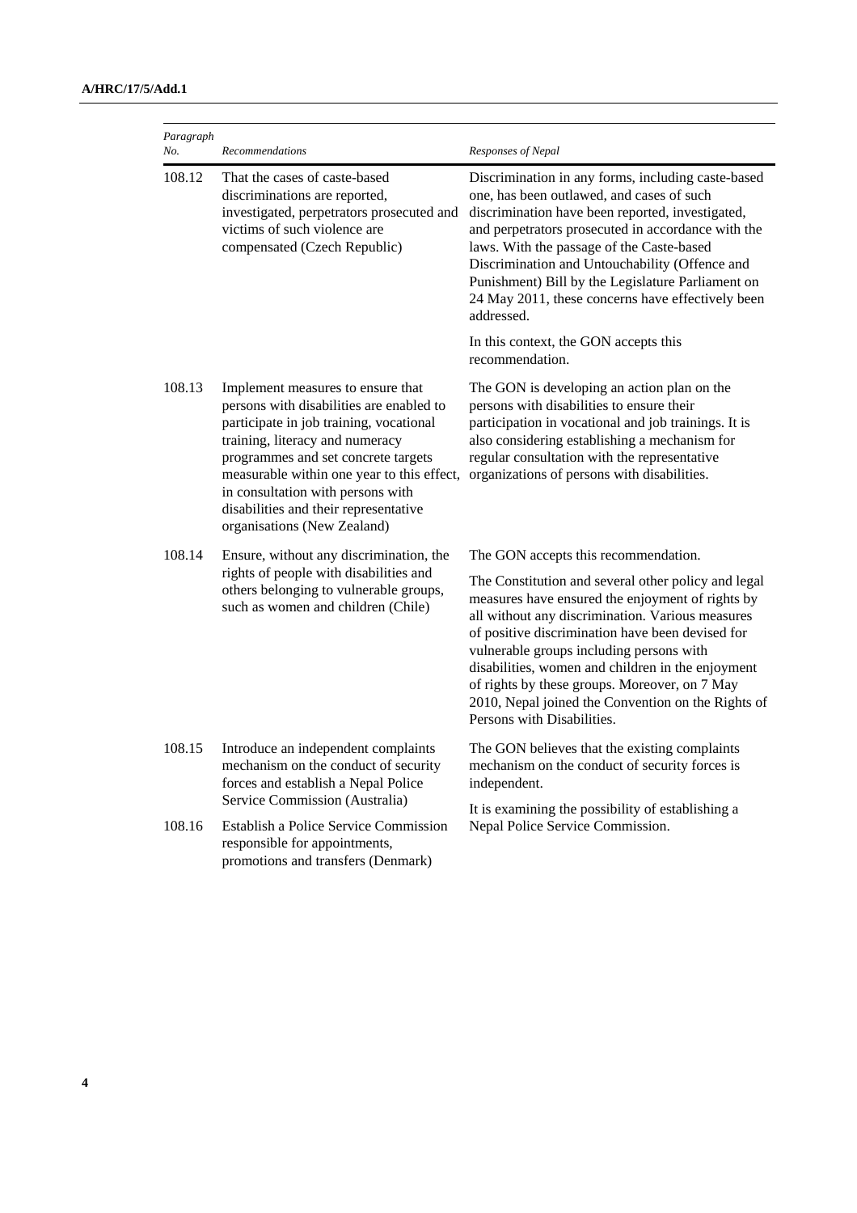| *Paragraph No.* | *Recommendations* | *Responses of Nepal* |
|---|---|---|
| 108.12 | That the cases of caste-based discriminations are reported, investigated, perpetrators prosecuted and victims of such violence are compensated (Czech Republic) | Discrimination in any forms, including caste-based one, has been outlawed, and cases of such discrimination have been reported, investigated, and perpetrators prosecuted in accordance with the laws. With the passage of the Caste-based Discrimination and Untouchability (Offence and Punishment) Bill by the Legislature Parliament on 24 May 2011, these concerns have effectively been addressed.<br><br>In this context, the GON accepts this recommendation. |
| 108.13 | Implement measures to ensure that persons with disabilities are enabled to participate in job training, vocational training, literacy and numeracy programmes and set concrete targets measurable within one year to this effect, in consultation with persons with disabilities and their representative organisations (New Zealand) | The GON is developing an action plan on the persons with disabilities to ensure their participation in vocational and job trainings. It is also considering establishing a mechanism for regular consultation with the representative organizations of persons with disabilities. |
| 108.14 | Ensure, without any discrimination, the rights of people with disabilities and others belonging to vulnerable groups, such as women and children (Chile) | The GON accepts this recommendation.<br><br>The Constitution and several other policy and legal measures have ensured the enjoyment of rights by all without any discrimination. Various measures of positive discrimination have been devised for vulnerable groups including persons with disabilities, women and children in the enjoyment of rights by these groups. Moreover, on 7 May 2010, Nepal joined the Convention on the Rights of Persons with Disabilities. |
| 108.15 | Introduce an independent complaints mechanism on the conduct of security forces and establish a Nepal Police Service Commission (Australia) | The GON believes that the existing complaints mechanism on the conduct of security forces is independent.<br><br>It is examining the possibility of establishing a Nepal Police Service Commission. |
| 108.16 | Establish a Police Service Commission responsible for appointments, promotions and transfers (Denmark) | |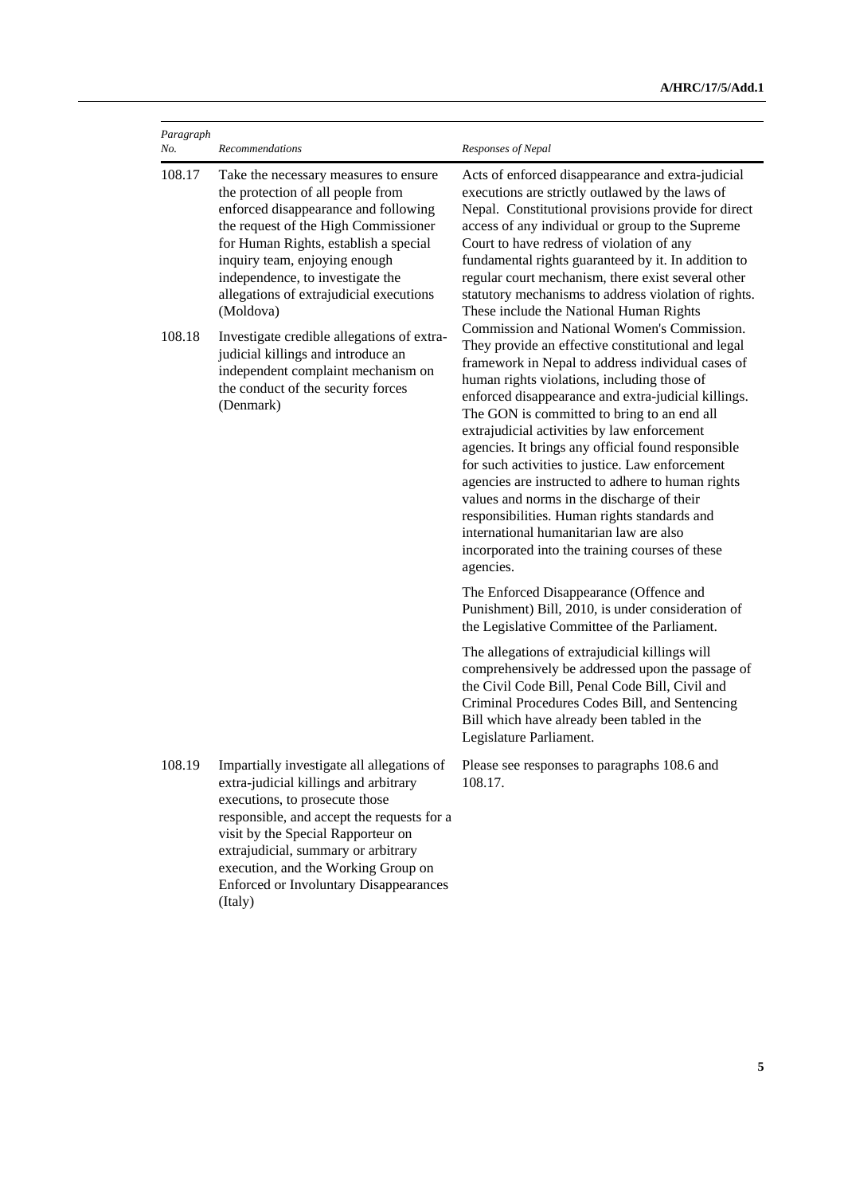| *Paragraph No.* | *Recommendations* | *Responses of Nepal* |
|---|---|---|
| 108.17 | Take the necessary measures to ensure the protection of all people from enforced disappearance and following the request of the High Commissioner for Human Rights, establish a special inquiry team, enjoying enough independence, to investigate the allegations of extrajudicial executions (Moldova) | Acts of enforced disappearance and extra-judicial executions are strictly outlawed by the laws of Nepal. Constitutional provisions provide for direct access of any individual or group to the Supreme Court to have redress of violation of any fundamental rights guaranteed by it. In addition to regular court mechanism, there exist several other statutory mechanisms to address violation of rights. These include the National Human Rights Commission and National Women's Commission. They provide an effective constitutional and legal framework in Nepal to address individual cases of human rights violations, including those of enforced disappearance and extra-judicial killings. The GON is committed to bring to an end all extrajudicial activities by law enforcement agencies. It brings any official found responsible for such activities to justice. Law enforcement agencies are instructed to adhere to human rights values and norms in the discharge of their responsibilities. Human rights standards and international humanitarian law are also incorporated into the training courses of these agencies.<br><br>The Enforced Disappearance (Offence and Punishment) Bill, 2010, is under consideration of the Legislative Committee of the Parliament.<br><br>The allegations of extrajudicial killings will comprehensively be addressed upon the passage of the Civil Code Bill, Penal Code Bill, Civil and Criminal Procedures Codes Bill, and Sentencing Bill which have already been tabled in the Legislature Parliament. |
| 108.18 | Investigate credible allegations of extra-judicial killings and introduce an independent complaint mechanism on the conduct of the security forces (Denmark) | |
| 108.19 | Impartially investigate all allegations of extra-judicial killings and arbitrary executions, to prosecute those responsible, and accept the requests for a visit by the Special Rapporteur on extrajudicial, summary or arbitrary execution, and the Working Group on Enforced or Involuntary Disappearances (Italy) | Please see responses to paragraphs 108.6 and 108.17. |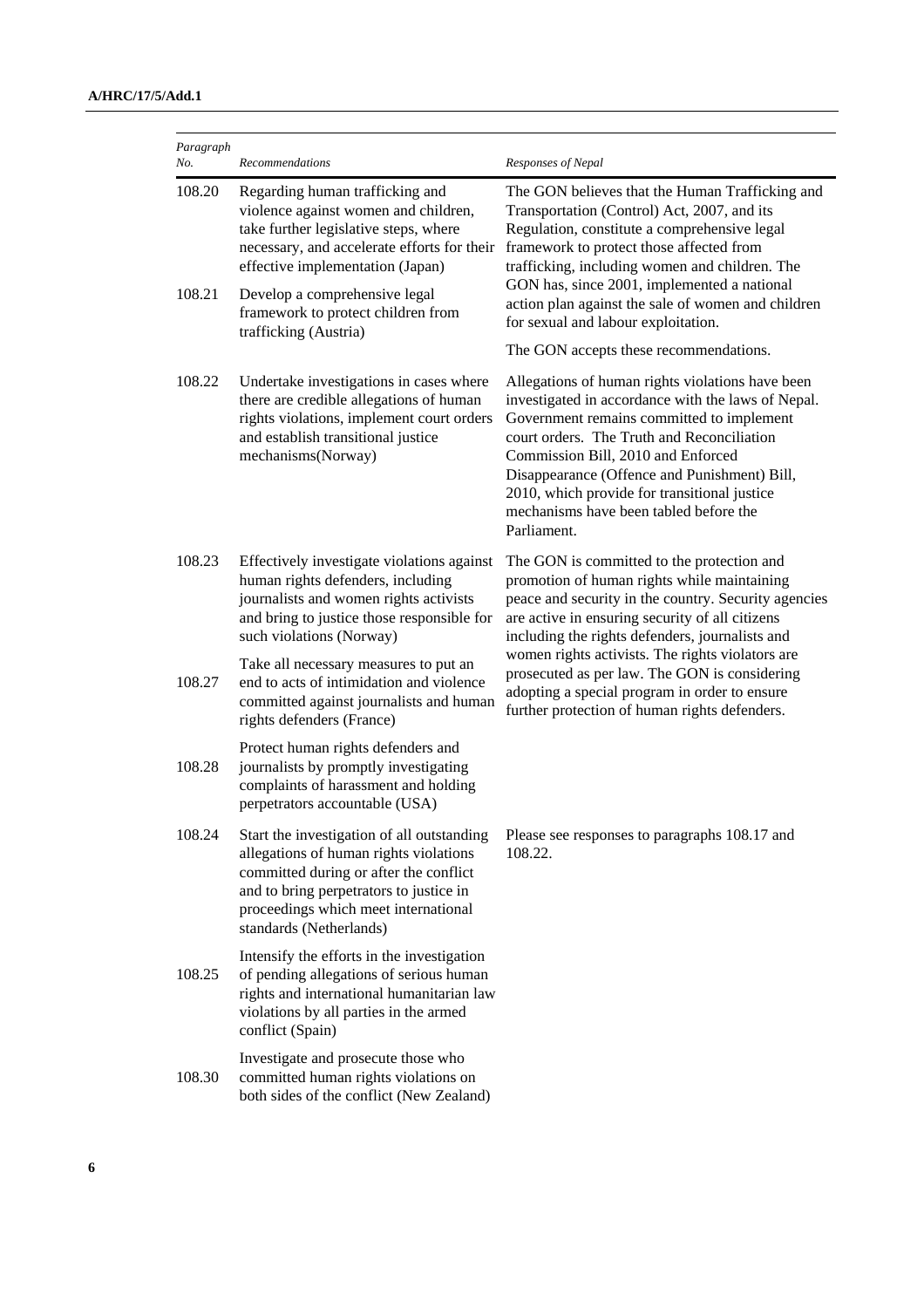| *Paragraph No.* | *Recommendations* | *Responses of Nepal* |
|---|---|---|
| 108.20 | Regarding human trafficking and violence against women and children, take further legislative steps, where necessary, and accelerate efforts for their effective implementation (Japan) | The GON believes that the Human Trafficking and Transportation (Control) Act, 2007, and its Regulation, constitute a comprehensive legal framework to protect those affected from trafficking, including women and children. The GON has, since 2001, implemented a national action plan against the sale of women and children for sexual and labour exploitation.<br><br>The GON accepts these recommendations. |
| 108.21 | Develop a comprehensive legal framework to protect children from trafficking (Austria) | |
| 108.22 | Undertake investigations in cases where there are credible allegations of human rights violations, implement court orders and establish transitional justice mechanisms(Norway) | Allegations of human rights violations have been investigated in accordance with the laws of Nepal. Government remains committed to implement court orders. The Truth and Reconciliation Commission Bill, 2010 and Enforced Disappearance (Offence and Punishment) Bill, 2010, which provide for transitional justice mechanisms have been tabled before the Parliament. |
| 108.23 | Effectively investigate violations against human rights defenders, including journalists and women rights activists and bring to justice those responsible for such violations (Norway) | The GON is committed to the protection and promotion of human rights while maintaining peace and security in the country. Security agencies are active in ensuring security of all citizens including the rights defenders, journalists and women rights activists. The rights violators are prosecuted as per law. The GON is considering adopting a special program in order to ensure further protection of human rights defenders. |
| 108.27 | Take all necessary measures to put an end to acts of intimidation and violence committed against journalists and human rights defenders (France) | |
| 108.28 | Protect human rights defenders and journalists by promptly investigating complaints of harassment and holding perpetrators accountable (USA) | |
| 108.24 | Start the investigation of all outstanding allegations of human rights violations committed during or after the conflict and to bring perpetrators to justice in proceedings which meet international standards (Netherlands) | Please see responses to paragraphs 108.17 and 108.22. |
| 108.25 | Intensify the efforts in the investigation of pending allegations of serious human rights and international humanitarian law violations by all parties in the armed conflict (Spain) | |
| 108.30 | Investigate and prosecute those who committed human rights violations on both sides of the conflict (New Zealand) | |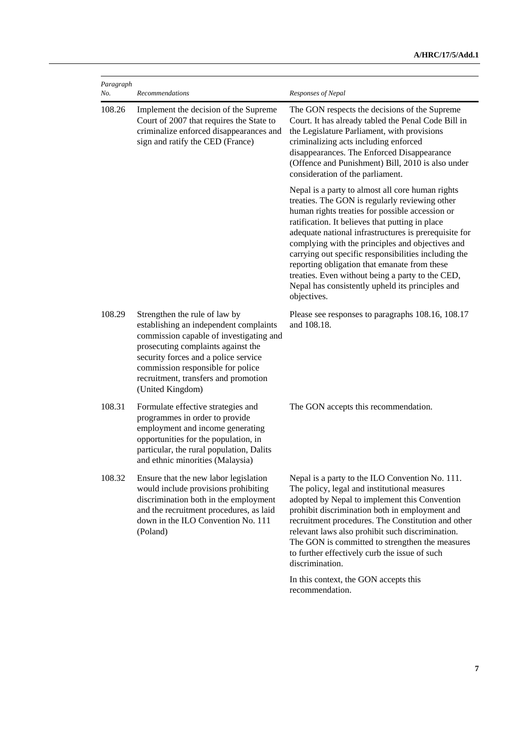| *Paragraph No.* | *Recommendations* | *Responses of Nepal* |
|---|---|---|
| 108.26 | Implement the decision of the Supreme Court of 2007 that requires the State to criminalize enforced disappearances and sign and ratify the CED (France) | The GON respects the decisions of the Supreme Court. It has already tabled the Penal Code Bill in the Legislature Parliament, with provisions criminalizing acts including enforced disappearances. The Enforced Disappearance (Offence and Punishment) Bill, 2010 is also under consideration of the parliament.<br><br>Nepal is a party to almost all core human rights treaties. The GON is regularly reviewing other human rights treaties for possible accession or ratification. It believes that putting in place adequate national infrastructures is prerequisite for complying with the principles and objectives and carrying out specific responsibilities including the reporting obligation that emanate from these treaties. Even without being a party to the CED, Nepal has consistently upheld its principles and objectives. |
| 108.29 | Strengthen the rule of law by establishing an independent complaints commission capable of investigating and prosecuting complaints against the security forces and a police service commission responsible for police recruitment, transfers and promotion (United Kingdom) | Please see responses to paragraphs 108.16, 108.17 and 108.18. |
| 108.31 | Formulate effective strategies and programmes in order to provide employment and income generating opportunities for the population, in particular, the rural population, Dalits and ethnic minorities (Malaysia) | The GON accepts this recommendation. |
| 108.32 | Ensure that the new labor legislation would include provisions prohibiting discrimination both in the employment and the recruitment procedures, as laid down in the ILO Convention No. 111 (Poland) | Nepal is a party to the ILO Convention No. 111. The policy, legal and institutional measures adopted by Nepal to implement this Convention prohibit discrimination both in employment and recruitment procedures. The Constitution and other relevant laws also prohibit such discrimination. The GON is committed to strengthen the measures to further effectively curb the issue of such discrimination.<br><br>In this context, the GON accepts this recommendation. |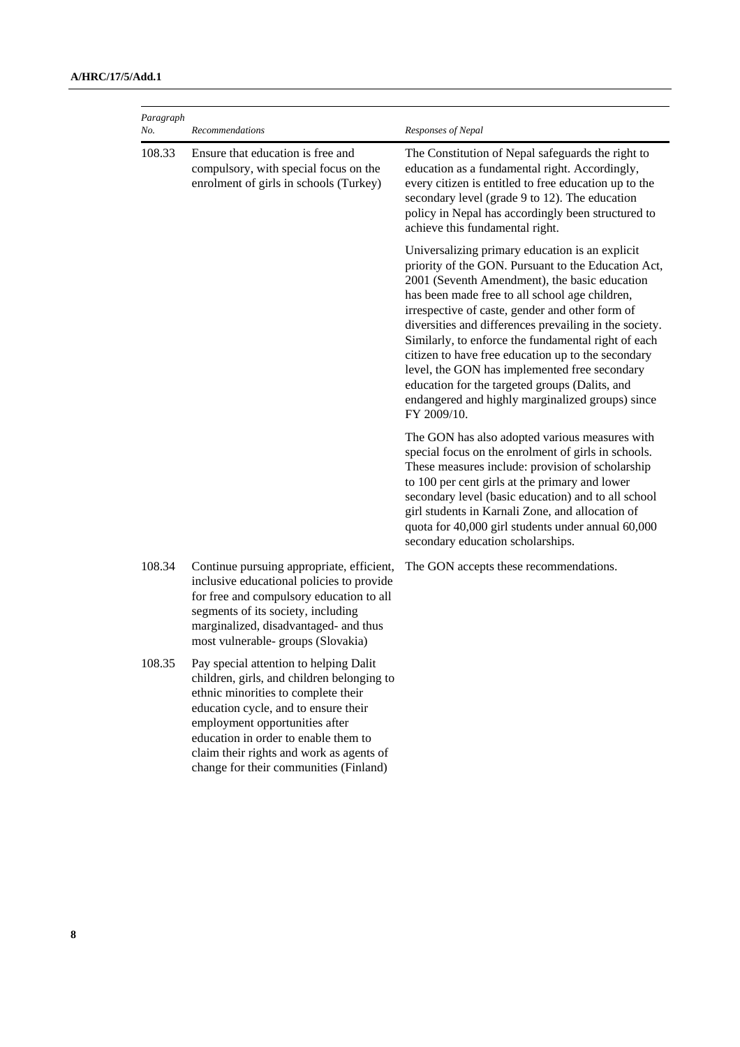| *Paragraph No.* | *Recommendations* | *Responses of Nepal* |
|---|---|---|
| 108.33 | Ensure that education is free and compulsory, with special focus on the enrolment of girls in schools (Turkey) | The Constitution of Nepal safeguards the right to education as a fundamental right. Accordingly, every citizen is entitled to free education up to the secondary level (grade 9 to 12). The education policy in Nepal has accordingly been structured to achieve this fundamental right.<br><br>Universalizing primary education is an explicit priority of the GON. Pursuant to the Education Act, 2001 (Seventh Amendment), the basic education has been made free to all school age children, irrespective of caste, gender and other form of diversities and differences prevailing in the society. Similarly, to enforce the fundamental right of each citizen to have free education up to the secondary level, the GON has implemented free secondary education for the targeted groups (Dalits, and endangered and highly marginalized groups) since FY 2009/10.<br><br>The GON has also adopted various measures with special focus on the enrolment of girls in schools. These measures include: provision of scholarship to 100 per cent girls at the primary and lower secondary level (basic education) and to all school girl students in Karnali Zone, and allocation of quota for 40,000 girl students under annual 60,000 secondary education scholarships. |
| 108.34 | Continue pursuing appropriate, efficient, inclusive educational policies to provide for free and compulsory education to all segments of its society, including marginalized, disadvantaged- and thus most vulnerable- groups (Slovakia) | The GON accepts these recommendations. |
| 108.35 | Pay special attention to helping Dalit children, girls, and children belonging to ethnic minorities to complete their education cycle, and to ensure their employment opportunities after education in order to enable them to claim their rights and work as agents of change for their communities (Finland) | |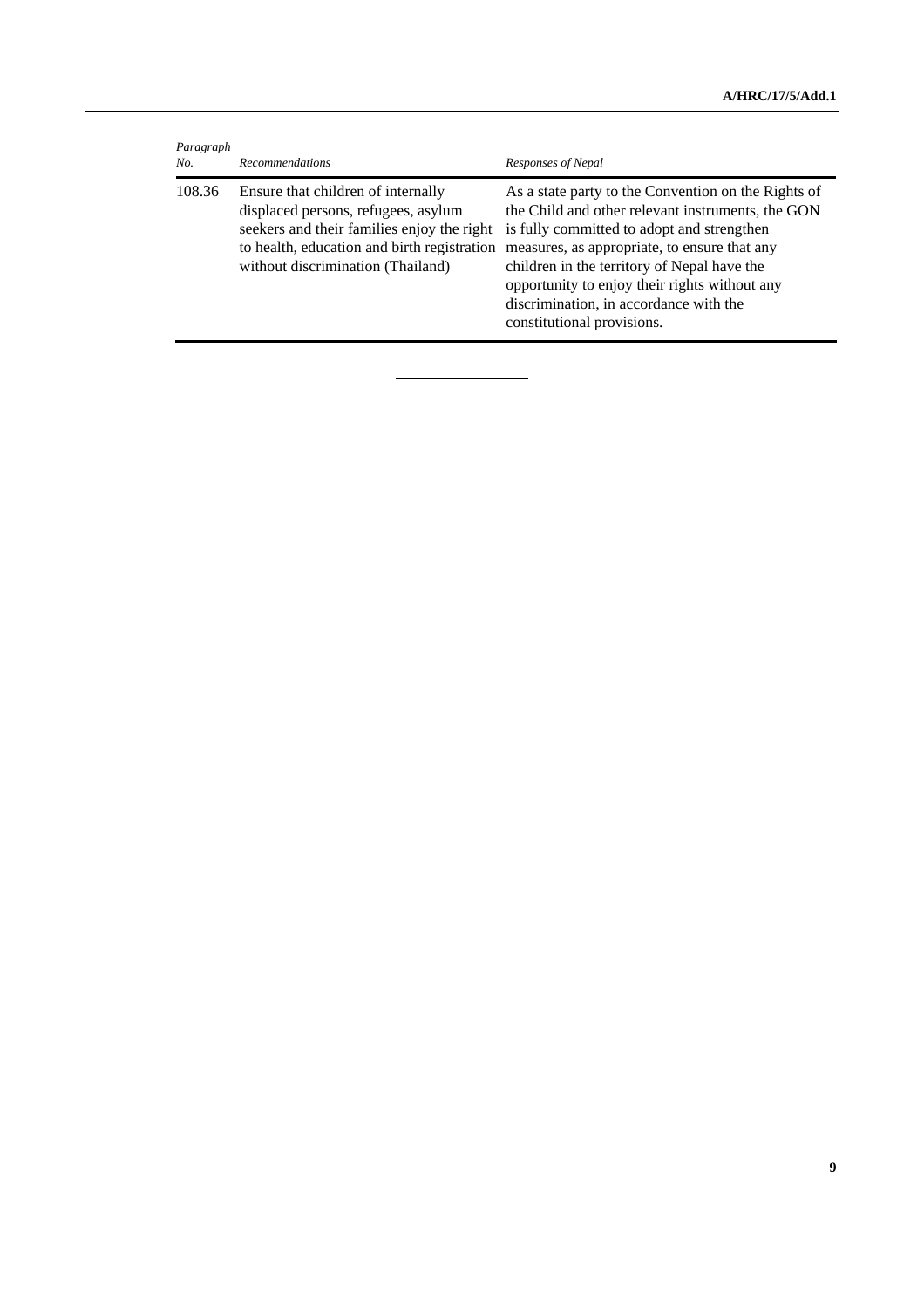| *Paragraph No.* | *Recommendations* | *Responses of Nepal* |
|---|---|---|
| 108.36 | Ensure that children of internally displaced persons, refugees, asylum seekers and their families enjoy the right to health, education and birth registration without discrimination (Thailand) | As a state party to the Convention on the Rights of the Child and other relevant instruments, the GON is fully committed to adopt and strengthen measures, as appropriate, to ensure that any children in the territory of Nepal have the opportunity to enjoy their rights without any discrimination, in accordance with the constitutional provisions. |